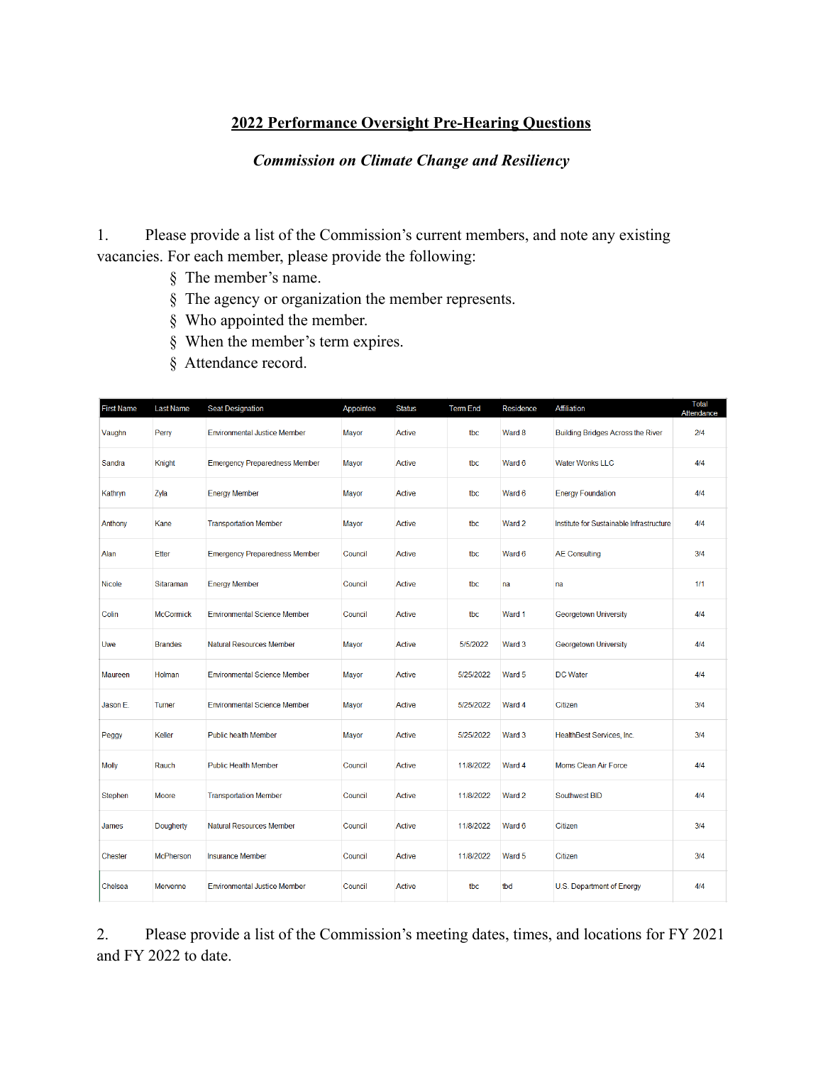**2022 Performance Oversight Pre-Hearing Questions**

***Commission on Climate Change and Resiliency***

1. Please provide a list of the Commission's current members, and note any existing vacancies. For each member, please provide the following:
   - § The member's name.
   - § The agency or organization the member represents.
   - § Who appointed the member.
   - § When the member's term expires.
   - § Attendance record.

| First Name | Last Name | Seat Designation | Appointee | Status | Term End | Residence | Affiliation | Total Attendance |
|---|---|---|---|---|---|---|---|---|
| Vaughn | Perry | Environmental Justice Member | Mayor | Active | tbc | Ward 8 | Building Bridges Across the River | 2/4 |
| Sandra | Knight | Emergency Preparedness Member | Mayor | Active | tbc | Ward 6 | Water Wonks LLC | 4/4 |
| Kathryn | Zyla | Energy Member | Mayor | Active | tbc | Ward 6 | Energy Foundation | 4/4 |
| Anthony | Kane | Transportation Member | Mayor | Active | tbc | Ward 2 | Institute for Sustainable Infrastructure | 4/4 |
| Alan | Etter | Emergency Preparedness Member | Council | Active | tbc | Ward 6 | AE Consulting | 3/4 |
| Nicole | Sitaraman | Energy Member | Council | Active | tbc | na | na | 1/1 |
| Colin | McCormick | Environmental Science Member | Council | Active | tbc | Ward 1 | Georgetown University | 4/4 |
| Uwe | Brandes | Natural Resources Member | Mayor | Active | 5/5/2022 | Ward 3 | Georgetown University | 4/4 |
| Maureen | Holman | Environmental Science Member | Mayor | Active | 5/25/2022 | Ward 5 | DC Water | 4/4 |
| Jason E. | Turner | Environmental Science Member | Mayor | Active | 5/25/2022 | Ward 4 | Citizen | 3/4 |
| Peggy | Keller | Public health Member | Mayor | Active | 5/25/2022 | Ward 3 | HealthBest Services, Inc. | 3/4 |
| Molly | Rauch | Public Health Member | Council | Active | 11/8/2022 | Ward 4 | Moms Clean Air Force | 4/4 |
| Stephen | Moore | Transportation Member | Council | Active | 11/8/2022 | Ward 2 | Southwest BID | 4/4 |
| James | Dougherty | Natural Resources Member | Council | Active | 11/8/2022 | Ward 6 | Citizen | 3/4 |
| Chester | McPherson | Insurance Member | Council | Active | 11/8/2022 | Ward 5 | Citizen | 3/4 |
| Chelsea | Mervenne | Environmental Justice Member | Council | Active | tbc | tbd | U.S. Department of Energy | 4/4 |

2. Please provide a list of the Commission's meeting dates, times, and locations for FY 2021 and FY 2022 to date.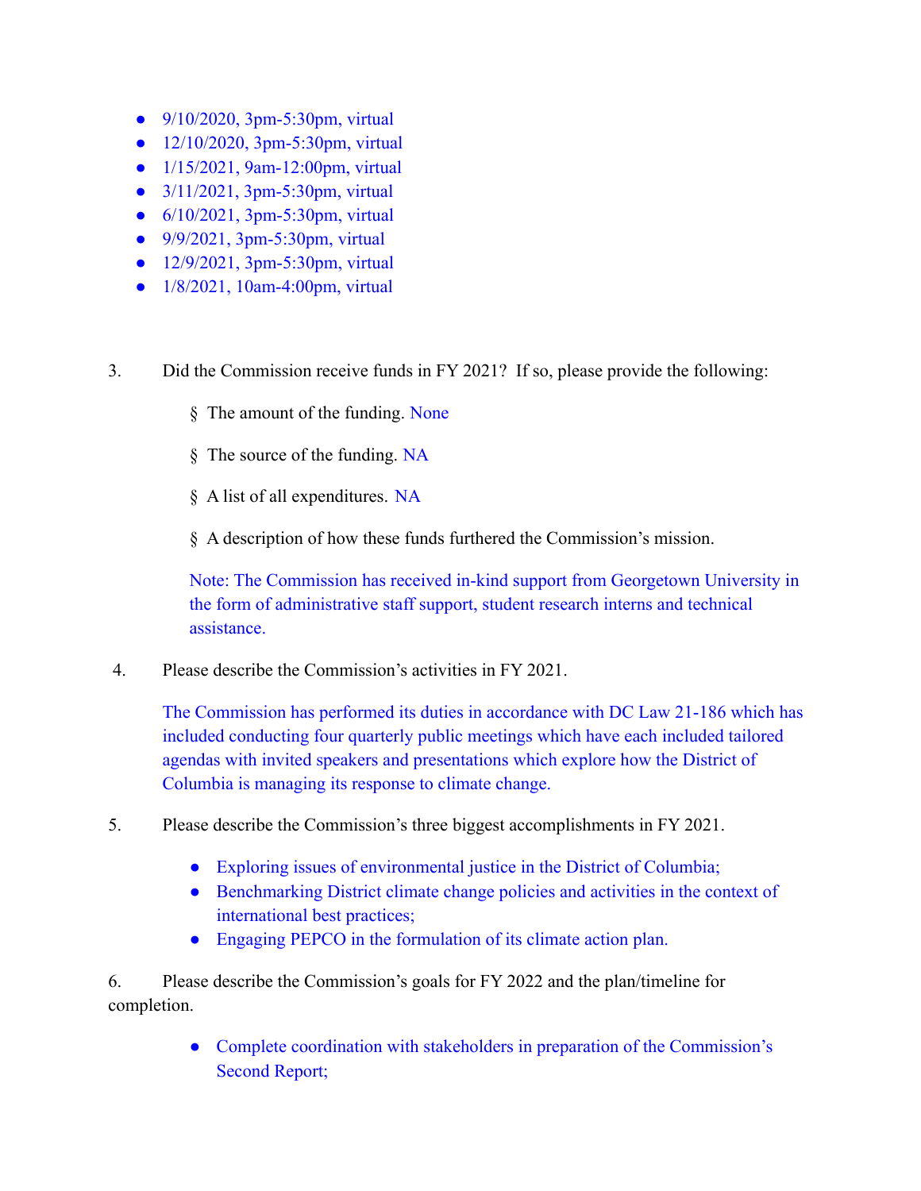- 9/10/2020, 3pm-5:30pm, virtual
- 12/10/2020, 3pm-5:30pm, virtual
- 1/15/2021, 9am-12:00pm, virtual
- 3/11/2021, 3pm-5:30pm, virtual
- 6/10/2021, 3pm-5:30pm, virtual
- 9/9/2021, 3pm-5:30pm, virtual
- 12/9/2021, 3pm-5:30pm, virtual
- 1/8/2021, 10am-4:00pm, virtual

3. Did the Commission receive funds in FY 2021? If so, please provide the following:

   § The amount of the funding. None

   § The source of the funding. NA

   § A list of all expenditures. NA

   § A description of how these funds furthered the Commission's mission.

   Note: The Commission has received in-kind support from Georgetown University in the form of administrative staff support, student research interns and technical assistance.

4. Please describe the Commission's activities in FY 2021.

   The Commission has performed its duties in accordance with DC Law 21-186 which has included conducting four quarterly public meetings which have each included tailored agendas with invited speakers and presentations which explore how the District of Columbia is managing its response to climate change.

5. Please describe the Commission's three biggest accomplishments in FY 2021.

   - Exploring issues of environmental justice in the District of Columbia;
   - Benchmarking District climate change policies and activities in the context of international best practices;
   - Engaging PEPCO in the formulation of its climate action plan.

6. Please describe the Commission's goals for FY 2022 and the plan/timeline for completion.

   - Complete coordination with stakeholders in preparation of the Commission's Second Report;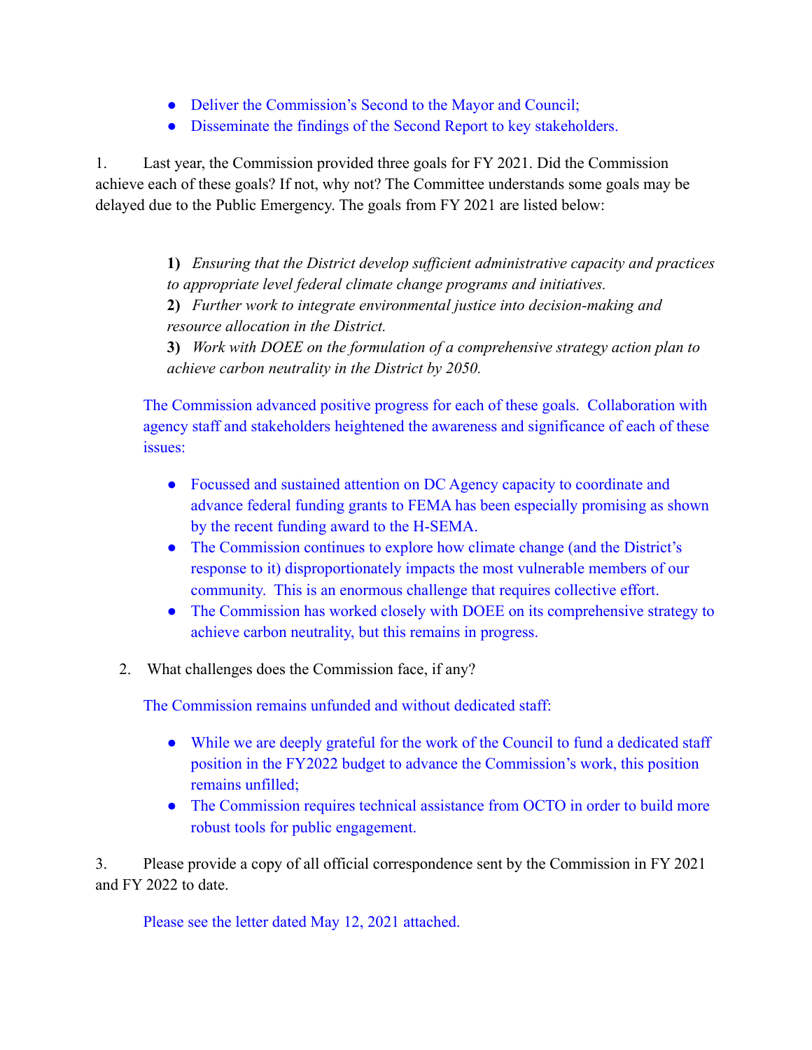- Deliver the Commission's Second to the Mayor and Council;
- Disseminate the findings of the Second Report to key stakeholders.

1. Last year, the Commission provided three goals for FY 2021. Did the Commission achieve each of these goals? If not, why not? The Committee understands some goals may be delayed due to the Public Emergency. The goals from FY 2021 are listed below:

> **1)** *Ensuring that the District develop sufficient administrative capacity and practices to appropriate level federal climate change programs and initiatives.*
> **2)** *Further work to integrate environmental justice into decision-making and resource allocation in the District.*
> **3)** *Work with DOEE on the formulation of a comprehensive strategy action plan to achieve carbon neutrality in the District by 2050.*

The Commission advanced positive progress for each of these goals. Collaboration with agency staff and stakeholders heightened the awareness and significance of each of these issues:

- Focussed and sustained attention on DC Agency capacity to coordinate and advance federal funding grants to FEMA has been especially promising as shown by the recent funding award to the H-SEMA.
- The Commission continues to explore how climate change (and the District's response to it) disproportionately impacts the most vulnerable members of our community. This is an enormous challenge that requires collective effort.
- The Commission has worked closely with DOEE on its comprehensive strategy to achieve carbon neutrality, but this remains in progress.

2. What challenges does the Commission face, if any?

The Commission remains unfunded and without dedicated staff:

- While we are deeply grateful for the work of the Council to fund a dedicated staff position in the FY2022 budget to advance the Commission's work, this position remains unfilled;
- The Commission requires technical assistance from OCTO in order to build more robust tools for public engagement.

3. Please provide a copy of all official correspondence sent by the Commission in FY 2021 and FY 2022 to date.

Please see the letter dated May 12, 2021 attached.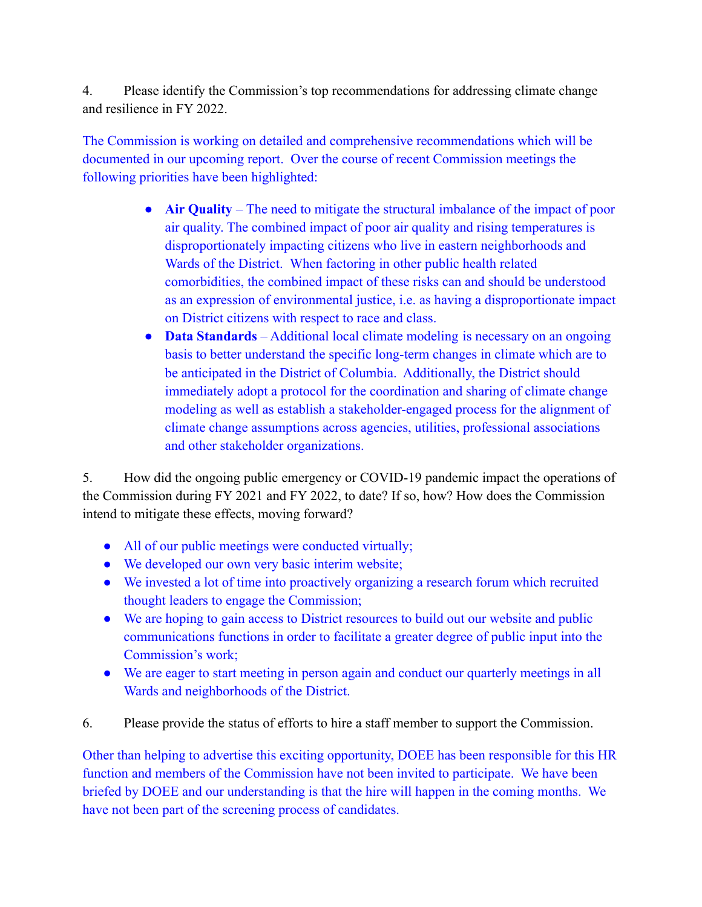4. Please identify the Commission's top recommendations for addressing climate change and resilience in FY 2022.

The Commission is working on detailed and comprehensive recommendations which will be documented in our upcoming report. Over the course of recent Commission meetings the following priorities have been highlighted:

- **Air Quality** – The need to mitigate the structural imbalance of the impact of poor air quality. The combined impact of poor air quality and rising temperatures is disproportionately impacting citizens who live in eastern neighborhoods and Wards of the District. When factoring in other public health related comorbidities, the combined impact of these risks can and should be understood as an expression of environmental justice, i.e. as having a disproportionate impact on District citizens with respect to race and class.
- **Data Standards** – Additional local climate modeling is necessary on an ongoing basis to better understand the specific long-term changes in climate which are to be anticipated in the District of Columbia. Additionally, the District should immediately adopt a protocol for the coordination and sharing of climate change modeling as well as establish a stakeholder-engaged process for the alignment of climate change assumptions across agencies, utilities, professional associations and other stakeholder organizations.

5. How did the ongoing public emergency or COVID-19 pandemic impact the operations of the Commission during FY 2021 and FY 2022, to date? If so, how? How does the Commission intend to mitigate these effects, moving forward?

- All of our public meetings were conducted virtually;
- We developed our own very basic interim website;
- We invested a lot of time into proactively organizing a research forum which recruited thought leaders to engage the Commission;
- We are hoping to gain access to District resources to build out our website and public communications functions in order to facilitate a greater degree of public input into the Commission's work;
- We are eager to start meeting in person again and conduct our quarterly meetings in all Wards and neighborhoods of the District.

6. Please provide the status of efforts to hire a staff member to support the Commission.

Other than helping to advertise this exciting opportunity, DOEE has been responsible for this HR function and members of the Commission have not been invited to participate. We have been briefed by DOEE and our understanding is that the hire will happen in the coming months. We have not been part of the screening process of candidates.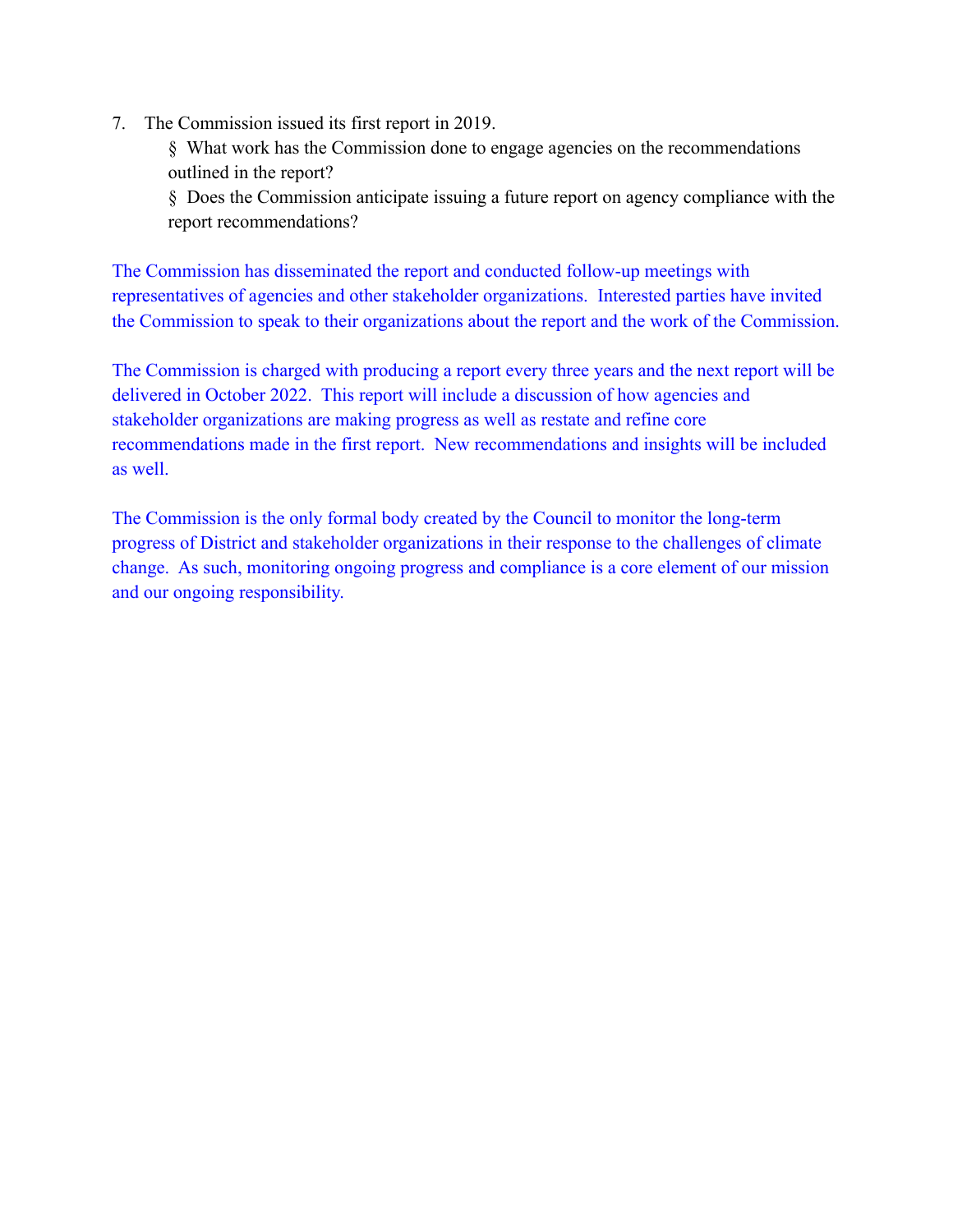7. The Commission issued its first report in 2019.
   § What work has the Commission done to engage agencies on the recommendations outlined in the report?
   § Does the Commission anticipate issuing a future report on agency compliance with the report recommendations?

The Commission has disseminated the report and conducted follow-up meetings with representatives of agencies and other stakeholder organizations. Interested parties have invited the Commission to speak to their organizations about the report and the work of the Commission.

The Commission is charged with producing a report every three years and the next report will be delivered in October 2022. This report will include a discussion of how agencies and stakeholder organizations are making progress as well as restate and refine core recommendations made in the first report. New recommendations and insights will be included as well.

The Commission is the only formal body created by the Council to monitor the long-term progress of District and stakeholder organizations in their response to the challenges of climate change. As such, monitoring ongoing progress and compliance is a core element of our mission and our ongoing responsibility.